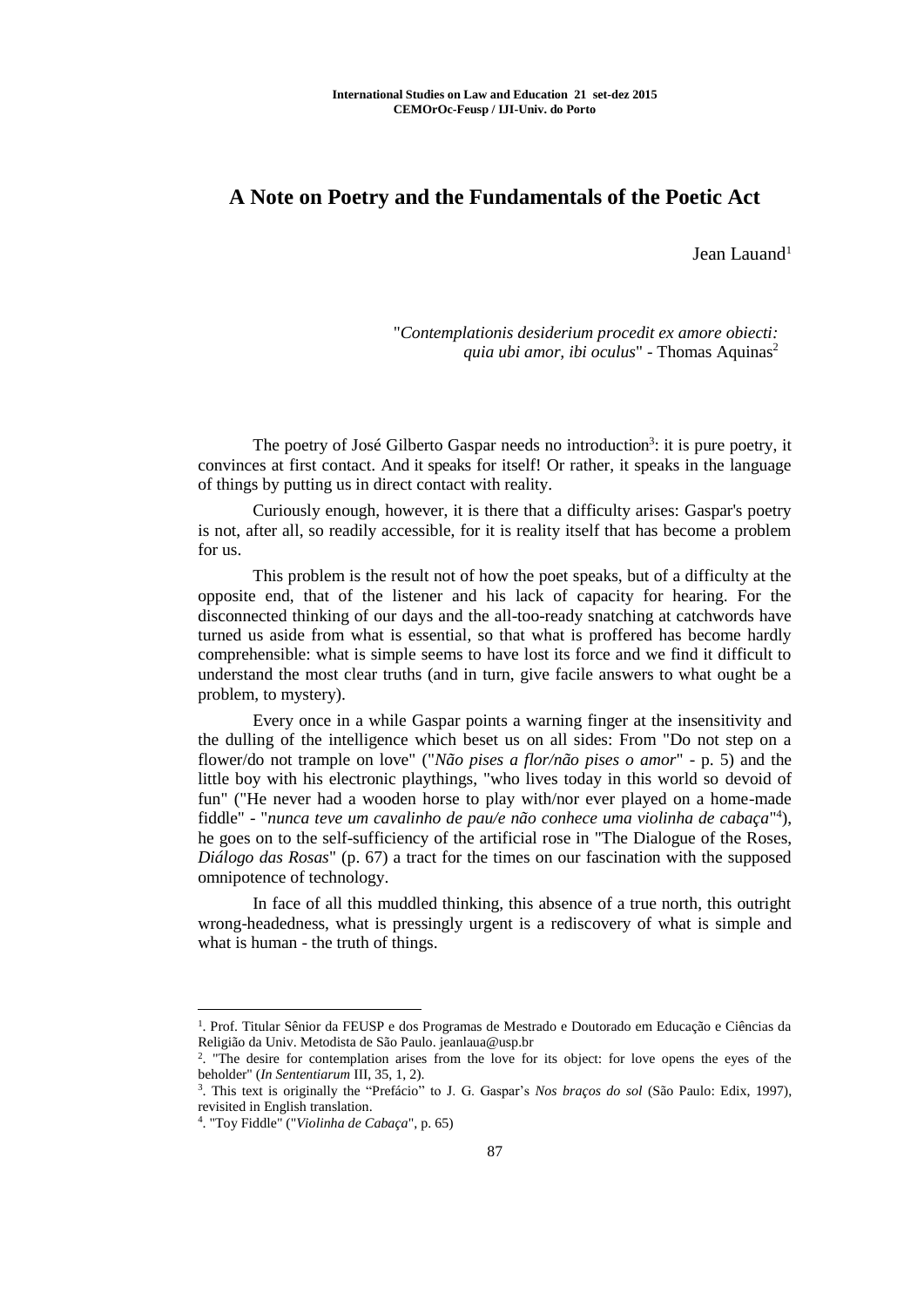# A Note on Poetry and the Fundamentals of the Poetic Act

Jean Lauand[1]

> "*Contemplationis desiderium procedit ex amore obiecti: quia ubi amor, ibi oculus*" - Thomas Aquinas[2]

The poetry of José Gilberto Gaspar needs no introduction[3]: it is pure poetry, it convinces at first contact. And it speaks for itself! Or rather, it speaks in the language of things by putting us in direct contact with reality.

Curiously enough, however, it is there that a difficulty arises: Gaspar's poetry is not, after all, so readily accessible, for it is reality itself that has become a problem for us.

This problem is the result not of how the poet speaks, but of a difficulty at the opposite end, that of the listener and his lack of capacity for hearing. For the disconnected thinking of our days and the all-too-ready snatching at catchwords have turned us aside from what is essential, so that what is proffered has become hardly comprehensible: what is simple seems to have lost its force and we find it difficult to understand the most clear truths (and in turn, give facile answers to what ought be a problem, to mystery).

Every once in a while Gaspar points a warning finger at the insensitivity and the dulling of the intelligence which beset us on all sides: From "Do not step on a flower/do not trample on love" ("*Não pises a flor/não pises o amor*" - p. 5) and the little boy with his electronic playthings, "who lives today in this world so devoid of fun" ("He never had a wooden horse to play with/nor ever played on a home-made fiddle" - "*nunca teve um cavalinho de pau/e não conhece uma violinha de cabaça*"[4]), he goes on to the self-sufficiency of the artificial rose in "The Dialogue of the Roses, *Diálogo das Rosas*" (p. 67) a tract for the times on our fascination with the supposed omnipotence of technology.

In face of all this muddled thinking, this absence of a true north, this outright wrong-headedness, what is pressingly urgent is a rediscovery of what is simple and what is human - the truth of things.

---

[1]. Prof. Titular Sênior da FEUSP e dos Programas de Mestrado e Doutorado em Educação e Ciências da Religião da Univ. Metodista de São Paulo. jeanlaua@usp.br

[2]. "The desire for contemplation arises from the love for its object: for love opens the eyes of the beholder" (*In Sententiarum* III, 35, 1, 2).

[3]. This text is originally the "Prefácio" to J. G. Gaspar's *Nos braços do sol* (São Paulo: Edix, 1997), revisited in English translation.

[4]. "Toy Fiddle" ("*Violinha de Cabaça*", p. 65)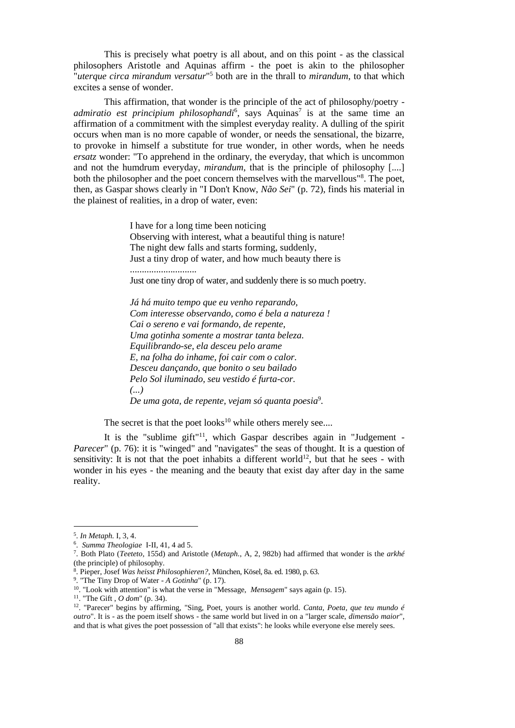This is precisely what poetry is all about, and on this point - as the classical philosophers Aristotle and Aquinas affirm - the poet is akin to the philosopher "*uterque circa mirandum versatur*"[5] both are in the thrall to *mirandum*, to that which excites a sense of wonder.

This affirmation, that wonder is the principle of the act of philosophy/poetry - *admiratio est principium philosophandi*[6], says Aquinas[7] is at the same time an affirmation of a commitment with the simplest everyday reality. A dulling of the spirit occurs when man is no more capable of wonder, or needs the sensational, the bizarre, to provoke in himself a substitute for true wonder, in other words, when he needs *ersatz* wonder: "To apprehend in the ordinary, the everyday, that which is uncommon and not the humdrum everyday, *mirandum*, that is the principle of philosophy [....] both the philosopher and the poet concern themselves with the marvellous"[8]. The poet, then, as Gaspar shows clearly in "I Don't Know, *Não Sei*" (p. 72), finds his material in the plainest of realities, in a drop of water, even:

> I have for a long time been noticing
> Observing with interest, what a beautiful thing is nature!
> The night dew falls and starts forming, suddenly,
> Just a tiny drop of water, and how much beauty there is
> ............................
> Just one tiny drop of water, and suddenly there is so much poetry.
>
> *Já há muito tempo que eu venho reparando,*
> *Com interesse observando, como é bela a natureza !*
> *Cai o sereno e vai formando, de repente,*
> *Uma gotinha somente a mostrar tanta beleza.*
> *Equilibrando-se, ela desceu pelo arame*
> *E, na folha do inhame, foi cair com o calor.*
> *Desceu dançando, que bonito o seu bailado*
> *Pelo Sol iluminado, seu vestido é furta-cor.*
> *(...)*
> *De uma gota, de repente, vejam só quanta poesia*[9].

The secret is that the poet looks[10] while others merely see....

It is the "sublime gift"[11], which Gaspar describes again in "Judgement - *Parecer*" (p. 76): it is "winged" and "navigates" the seas of thought. It is a question of sensitivity: It is not that the poet inhabits a different world[12], but that he sees - with wonder in his eyes - the meaning and the beauty that exist day after day in the same reality.

---

5. *In Metaph.* I, 3, 4.

6. *Summa Theologiae* I-II, 41, 4 ad 5.

7. Both Plato (*Teeteto*, 155d) and Aristotle (*Metaph.*, A, 2, 982b) had affirmed that wonder is the *arkhé* (the principle) of philosophy.

8. Pieper, Josef *Was heisst Philosophieren?*, München, Kösel, 8a. ed. 1980, p. 63.

9. "The Tiny Drop of Water - *A Gotinha*" (p. 17).

10. "Look with attention" is what the verse in "Message, *Mensagem*" says again (p. 15).

11. "The Gift , *O dom*" (p. 34).

12. "Parecer" begins by affirming, "Sing, Poet, yours is another world. *Canta, Poeta, que teu mundo é outro*". It is - as the poem itself shows - the same world but lived in on a "larger scale, *dimensão maior*", and that is what gives the poet possession of "all that exists": he looks while everyone else merely sees.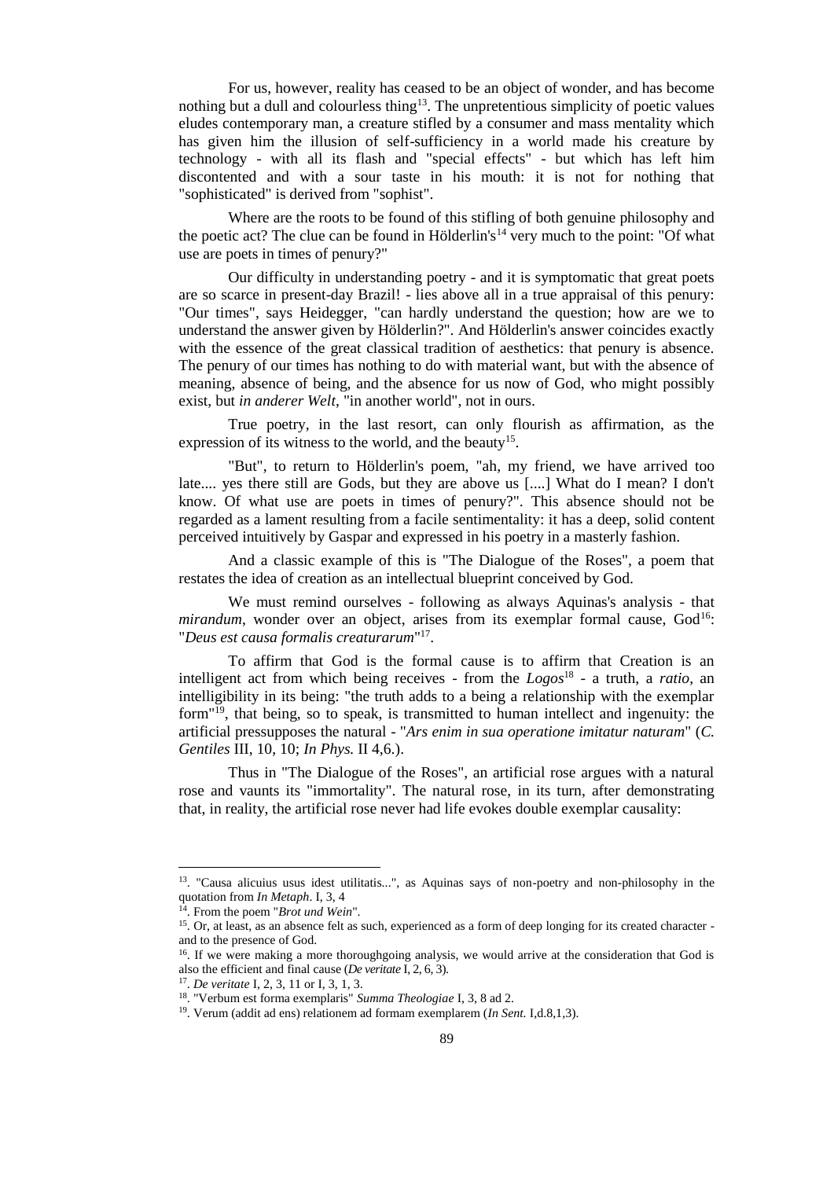For us, however, reality has ceased to be an object of wonder, and has become nothing but a dull and colourless thing[13]. The unpretentious simplicity of poetic values eludes contemporary man, a creature stifled by a consumer and mass mentality which has given him the illusion of self-sufficiency in a world made his creature by technology - with all its flash and "special effects" - but which has left him discontented and with a sour taste in his mouth: it is not for nothing that "sophisticated" is derived from "sophist".

Where are the roots to be found of this stifling of both genuine philosophy and the poetic act? The clue can be found in Hölderlin's[14] very much to the point: "Of what use are poets in times of penury?"

Our difficulty in understanding poetry - and it is symptomatic that great poets are so scarce in present-day Brazil! - lies above all in a true appraisal of this penury: "Our times", says Heidegger, "can hardly understand the question; how are we to understand the answer given by Hölderlin?". And Hölderlin's answer coincides exactly with the essence of the great classical tradition of aesthetics: that penury is absence. The penury of our times has nothing to do with material want, but with the absence of meaning, absence of being, and the absence for us now of God, who might possibly exist, but *in anderer Welt*, "in another world", not in ours.

True poetry, in the last resort, can only flourish as affirmation, as the expression of its witness to the world, and the beauty[15].

"But", to return to Hölderlin's poem, "ah, my friend, we have arrived too late.... yes there still are Gods, but they are above us [....] What do I mean? I don't know. Of what use are poets in times of penury?". This absence should not be regarded as a lament resulting from a facile sentimentality: it has a deep, solid content perceived intuitively by Gaspar and expressed in his poetry in a masterly fashion.

And a classic example of this is "The Dialogue of the Roses", a poem that restates the idea of creation as an intellectual blueprint conceived by God.

We must remind ourselves - following as always Aquinas's analysis - that *mirandum*, wonder over an object, arises from its exemplar formal cause, God[16]: "*Deus est causa formalis creaturarum*"[17].

To affirm that God is the formal cause is to affirm that Creation is an intelligent act from which being receives - from the *Logos*[18] - a truth, a *ratio*, an intelligibility in its being: "the truth adds to a being a relationship with the exemplar form"[19], that being, so to speak, is transmitted to human intellect and ingenuity: the artificial pressupposes the natural - "*Ars enim in sua operatione imitatur naturam*" (*C. Gentiles* III, 10, 10; *In Phys.* II 4,6.).

Thus in "The Dialogue of the Roses", an artificial rose argues with a natural rose and vaunts its "immortality". The natural rose, in its turn, after demonstrating that, in reality, the artificial rose never had life evokes double exemplar causality:

---

[13]. "Causa alicuius usus idest utilitatis...", as Aquinas says of non-poetry and non-philosophy in the quotation from *In Metaph*. I, 3, 4

[14]. From the poem "*Brot und Wein*".

[15]. Or, at least, as an absence felt as such, experienced as a form of deep longing for its created character - and to the presence of God.

[16]. If we were making a more thoroughgoing analysis, we would arrive at the consideration that God is also the efficient and final cause (*De veritate* I, 2, 6, 3).

[17]. *De veritate* I, 2, 3, 11 or I, 3, 1, 3.

[18]. "Verbum est forma exemplaris" *Summa Theologiae* I, 3, 8 ad 2.

[19]. Verum (addit ad ens) relationem ad formam exemplarem (*In Sent.* I,d.8,1,3).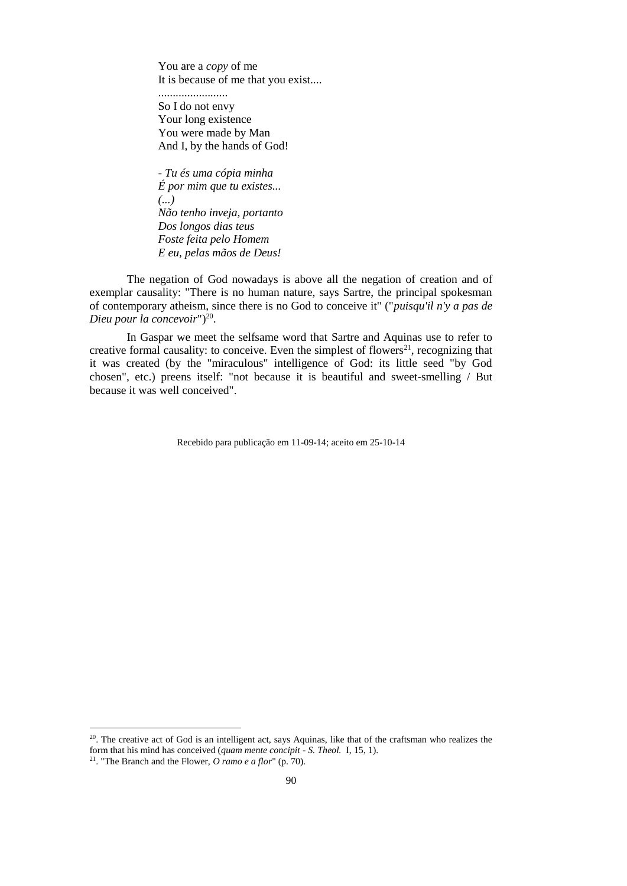You are a *copy* of me  
It is because of me that you exist....  
........................  
So I do not envy  
Your long existence  
You were made by Man  
And I, by the hands of God!

*- Tu és uma cópia minha*  
*É por mim que tu existes...*  
*(...)*  
*Não tenho inveja, portanto*  
*Dos longos dias teus*  
*Foste feita pelo Homem*  
*E eu, pelas mãos de Deus!*

The negation of God nowadays is above all the negation of creation and of exemplar causality: "There is no human nature, says Sartre, the principal spokesman of contemporary atheism, since there is no God to conceive it" ("*puisqu'il n'y a pas de Dieu pour la concevoir*")[20].

In Gaspar we meet the selfsame word that Sartre and Aquinas use to refer to creative formal causality: to conceive. Even the simplest of flowers[21], recognizing that it was created (by the "miraculous" intelligence of God: its little seed "by God chosen", etc.) preens itself: "not because it is beautiful and sweet-smelling / But because it was well conceived".

Recebido para publicação em 11-09-14; aceito em 25-10-14

---

[20]. The creative act of God is an intelligent act, says Aquinas, like that of the craftsman who realizes the form that his mind has conceived (*quam mente concipit - S. Theol.* I, 15, 1).

[21]. "The Branch and the Flower, *O ramo e a flor*" (p. 70).